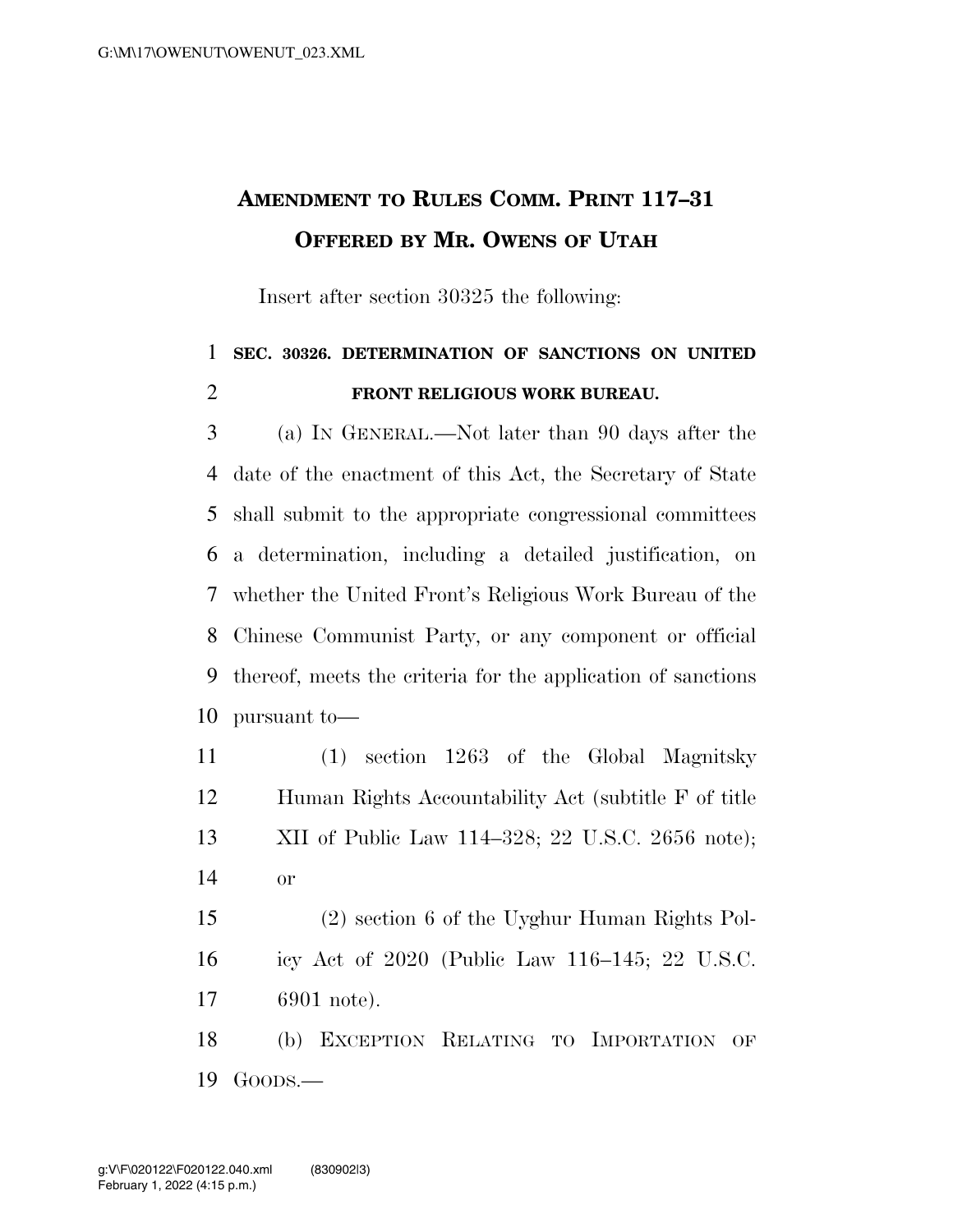# Amendment to Rules Comm. Print 117–31

## Offered by Mr. Owens of Utah

Insert after section 30325 the following:

**SEC. 30326. DETERMINATION OF SANCTIONS ON UNITED FRONT RELIGIOUS WORK BUREAU.**

(a) In General.—Not later than 90 days after the date of the enactment of this Act, the Secretary of State shall submit to the appropriate congressional committees a determination, including a detailed justification, on whether the United Front's Religious Work Bureau of the Chinese Communist Party, or any component or official thereof, meets the criteria for the application of sanctions pursuant to—

(1) section 1263 of the Global Magnitsky Human Rights Accountability Act (subtitle F of title XII of Public Law 114–328; 22 U.S.C. 2656 note); or

(2) section 6 of the Uyghur Human Rights Policy Act of 2020 (Public Law 116–145; 22 U.S.C. 6901 note).

(b) Exception Relating to Importation of Goods.—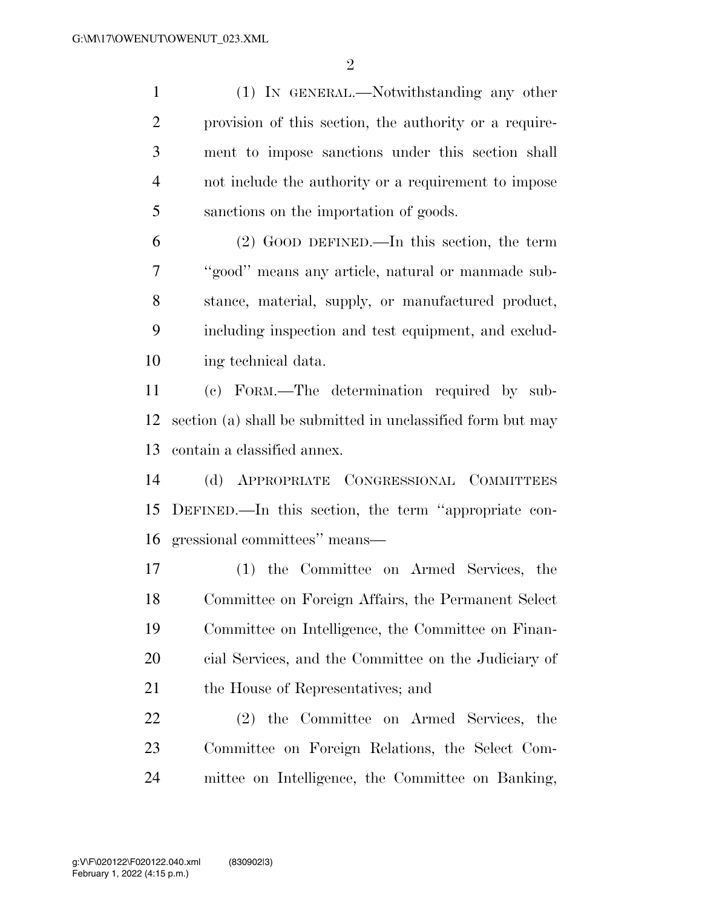(1) IN GENERAL.—Notwithstanding any other provision of this section, the authority or a requirement to impose sanctions under this section shall not include the authority or a requirement to impose sanctions on the importation of goods.

(2) GOOD DEFINED.—In this section, the term ''good'' means any article, natural or manmade substance, material, supply, or manufactured product, including inspection and test equipment, and excluding technical data.

(c) FORM.—The determination required by subsection (a) shall be submitted in unclassified form but may contain a classified annex.

(d) APPROPRIATE CONGRESSIONAL COMMITTEES DEFINED.—In this section, the term ''appropriate congressional committees'' means—

(1) the Committee on Armed Services, the Committee on Foreign Affairs, the Permanent Select Committee on Intelligence, the Committee on Financial Services, and the Committee on the Judiciary of the House of Representatives; and

(2) the Committee on Armed Services, the Committee on Foreign Relations, the Select Committee on Intelligence, the Committee on Banking,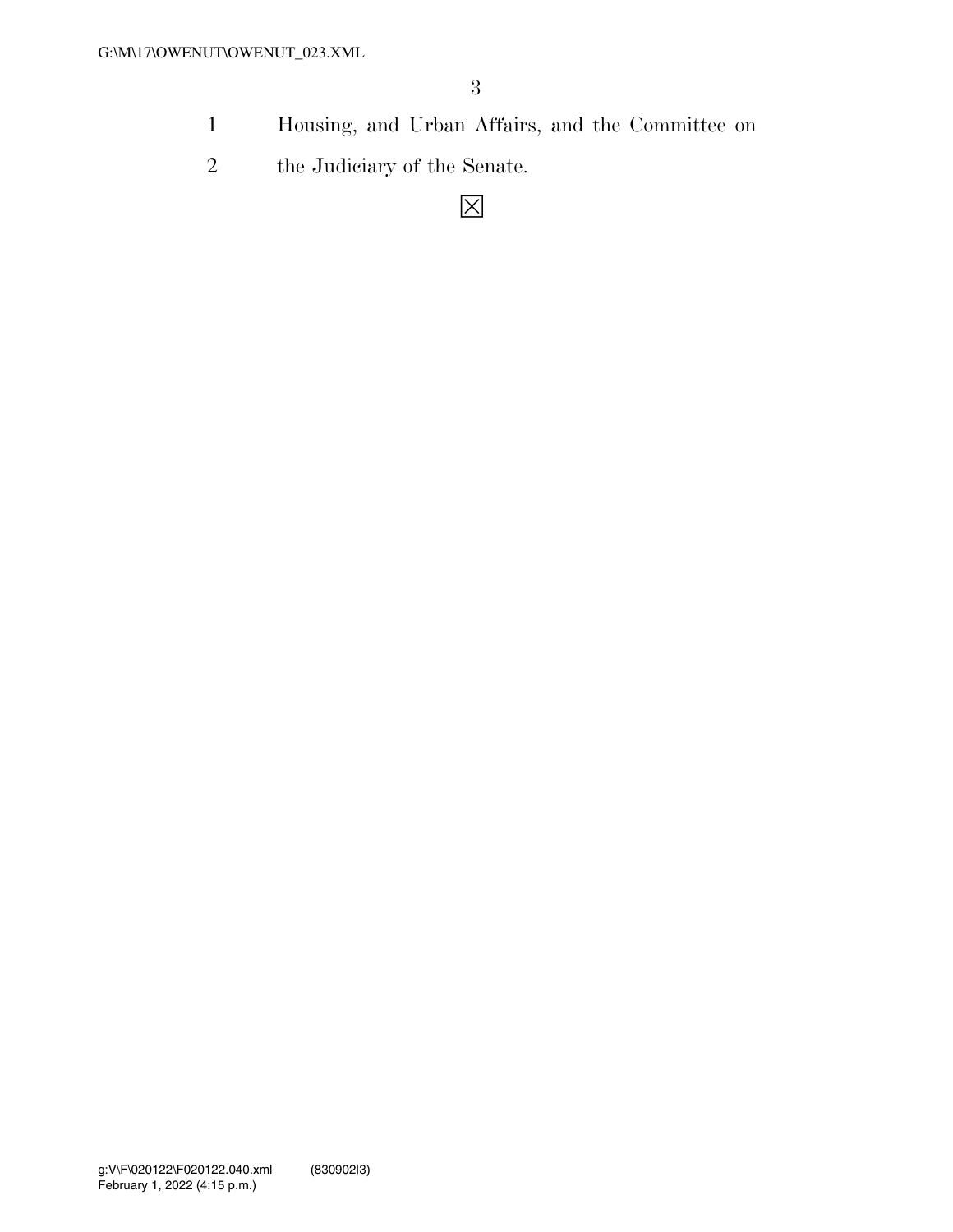Housing, and Urban Affairs, and the Committee on the Judiciary of the Senate.